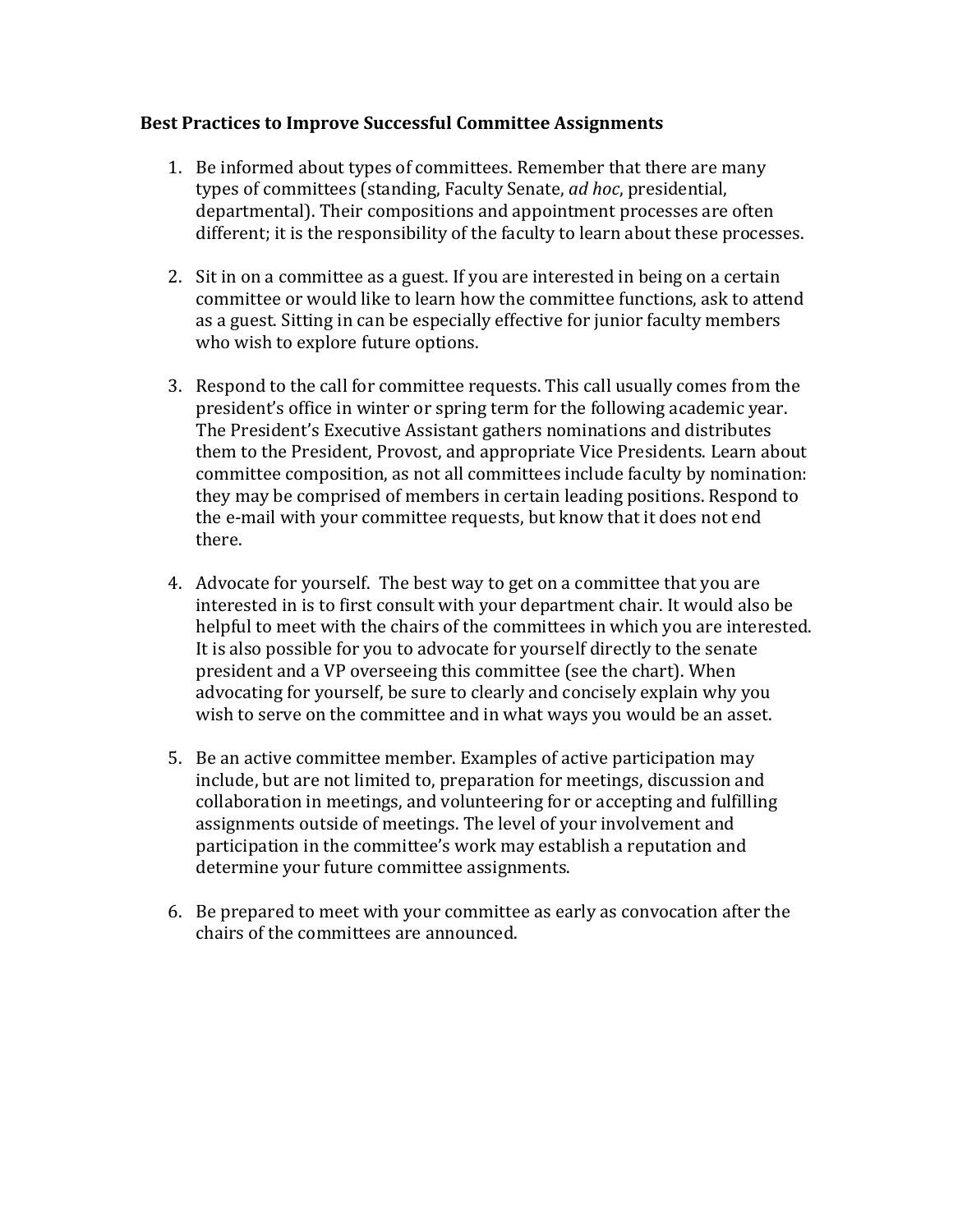**Best Practices to Improve Successful Committee Assignments**

1. Be informed about types of committees. Remember that there are many types of committees (standing, Faculty Senate, *ad hoc*, presidential, departmental). Their compositions and appointment processes are often different; it is the responsibility of the faculty to learn about these processes.

2. Sit in on a committee as a guest. If you are interested in being on a certain committee or would like to learn how the committee functions, ask to attend as a guest. Sitting in can be especially effective for junior faculty members who wish to explore future options.

3. Respond to the call for committee requests. This call usually comes from the president's office in winter or spring term for the following academic year. The President's Executive Assistant gathers nominations and distributes them to the President, Provost, and appropriate Vice Presidents. Learn about committee composition, as not all committees include faculty by nomination: they may be comprised of members in certain leading positions. Respond to the e-mail with your committee requests, but know that it does not end there.

4. Advocate for yourself. The best way to get on a committee that you are interested in is to first consult with your department chair. It would also be helpful to meet with the chairs of the committees in which you are interested. It is also possible for you to advocate for yourself directly to the senate president and a VP overseeing this committee (see the chart). When advocating for yourself, be sure to clearly and concisely explain why you wish to serve on the committee and in what ways you would be an asset.

5. Be an active committee member. Examples of active participation may include, but are not limited to, preparation for meetings, discussion and collaboration in meetings, and volunteering for or accepting and fulfilling assignments outside of meetings. The level of your involvement and participation in the committee's work may establish a reputation and determine your future committee assignments.

6. Be prepared to meet with your committee as early as convocation after the chairs of the committees are announced.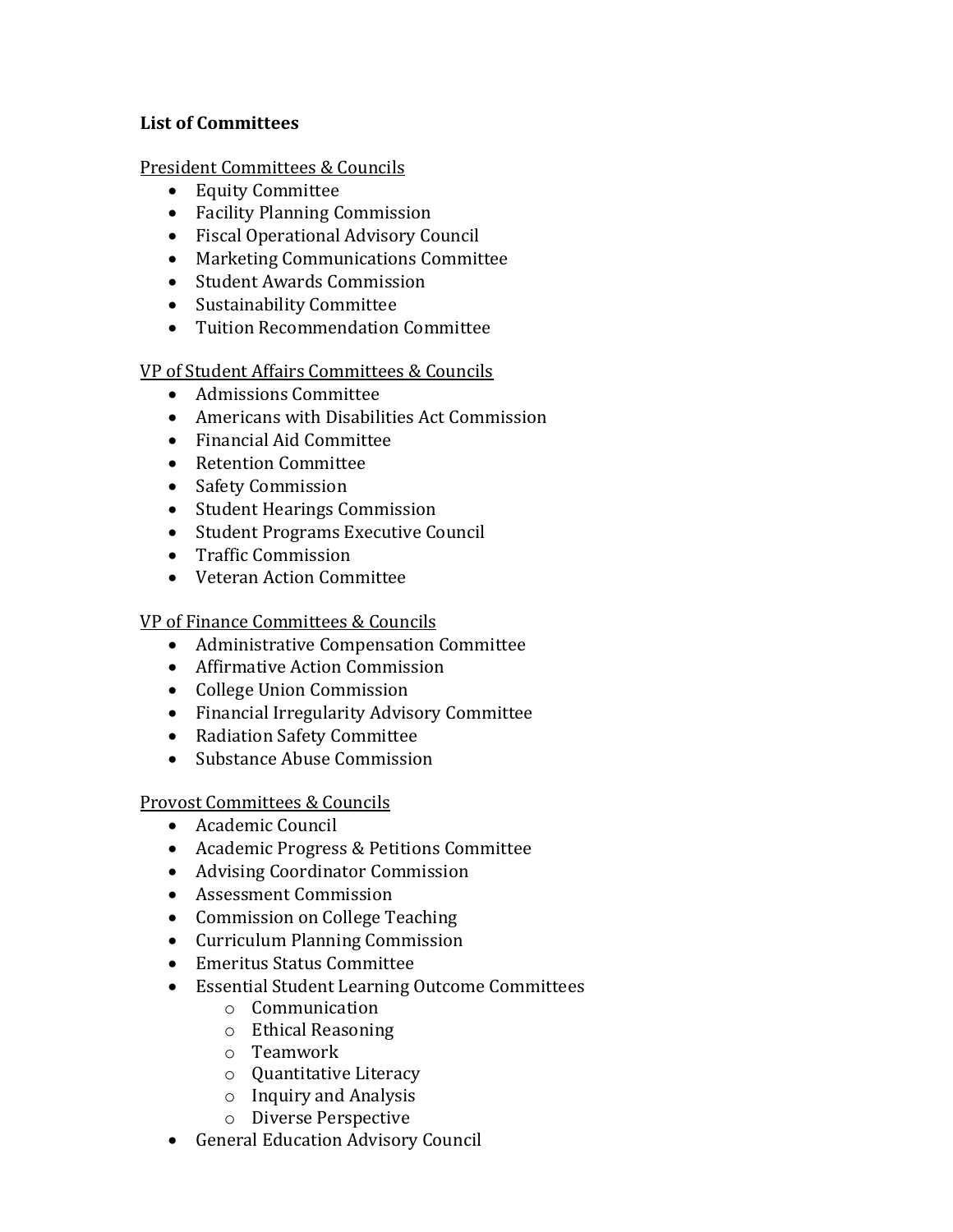**List of Committees**

<u>President Committees & Councils</u>

- Equity Committee
- Facility Planning Commission
- Fiscal Operational Advisory Council
- Marketing Communications Committee
- Student Awards Commission
- Sustainability Committee
- Tuition Recommendation Committee

<u>VP of Student Affairs Committees & Councils</u>

- Admissions Committee
- Americans with Disabilities Act Commission
- Financial Aid Committee
- Retention Committee
- Safety Commission
- Student Hearings Commission
- Student Programs Executive Council
- Traffic Commission
- Veteran Action Committee

<u>VP of Finance Committees & Councils</u>

- Administrative Compensation Committee
- Affirmative Action Commission
- College Union Commission
- Financial Irregularity Advisory Committee
- Radiation Safety Committee
- Substance Abuse Commission

<u>Provost Committees & Councils</u>

- Academic Council
- Academic Progress & Petitions Committee
- Advising Coordinator Commission
- Assessment Commission
- Commission on College Teaching
- Curriculum Planning Commission
- Emeritus Status Committee
- Essential Student Learning Outcome Committees
  - Communication
  - Ethical Reasoning
  - Teamwork
  - Quantitative Literacy
  - Inquiry and Analysis
  - Diverse Perspective
- General Education Advisory Council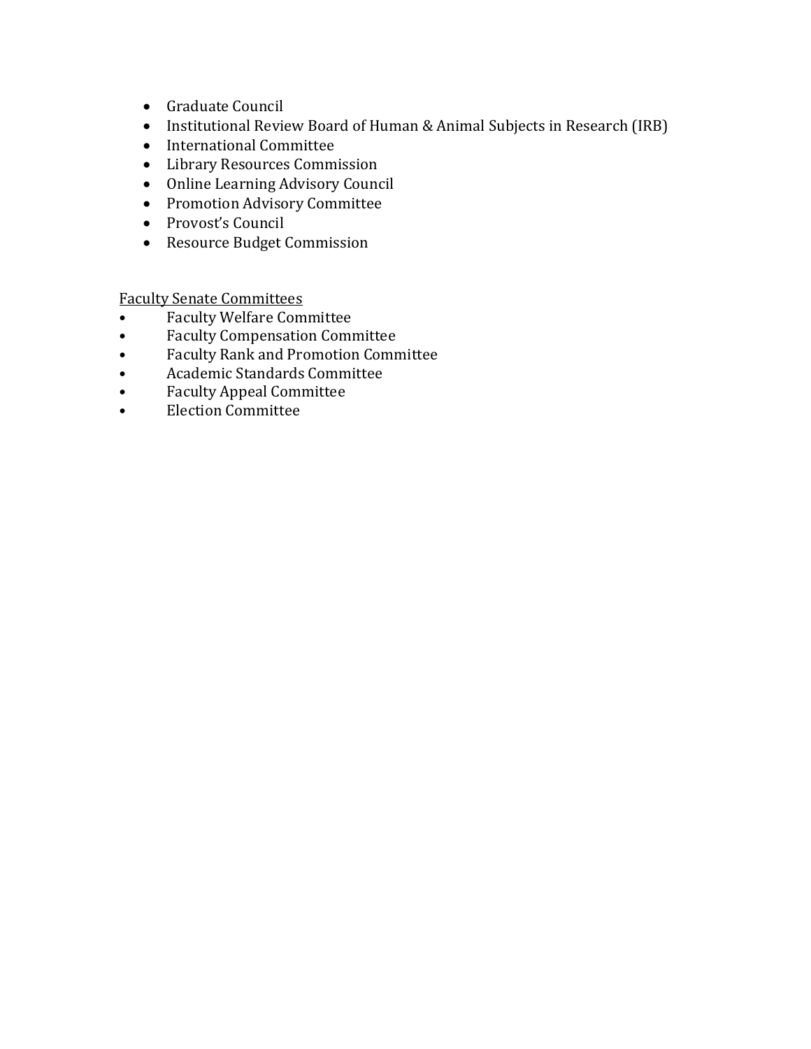- Graduate Council
- Institutional Review Board of Human & Animal Subjects in Research (IRB)
- International Committee
- Library Resources Commission
- Online Learning Advisory Council
- Promotion Advisory Committee
- Provost's Council
- Resource Budget Commission

<u>Faculty Senate Committees</u>

- Faculty Welfare Committee
- Faculty Compensation Committee
- Faculty Rank and Promotion Committee
- Academic Standards Committee
- Faculty Appeal Committee
- Election Committee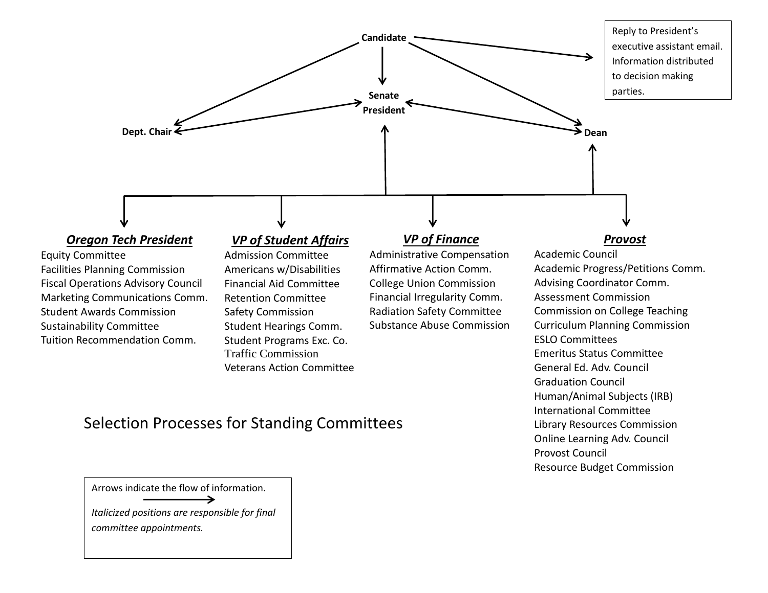# Selection Processes for Standing Committees

Candidate → Senate President

Candidate → Dept. Chair

Candidate → Dean

Candidate → Reply to President's executive assistant email. Information distributed to decision making parties.

Dept. Chair ↔ Senate President ↔ Dean

Senate President and Dean → Oregon Tech President, VP of Student Affairs, VP of Finance, Provost

***Oregon Tech President***

- Equity Committee
- Facilities Planning Commission
- Fiscal Operations Advisory Council
- Marketing Communications Comm.
- Student Awards Commission
- Sustainability Committee
- Tuition Recommendation Comm.

***VP of Student Affairs***

- Admission Committee
- Americans w/Disabilities
- Financial Aid Committee
- Retention Committee
- Safety Commission
- Student Hearings Comm.
- Student Programs Exc. Co.
- Traffic Commission
- Veterans Action Committee

***VP of Finance***

- Administrative Compensation
- Affirmative Action Comm.
- College Union Commission
- Financial Irregularity Comm.
- Radiation Safety Committee
- Substance Abuse Commission

***Provost***

- Academic Council
- Academic Progress/Petitions Comm.
- Advising Coordinator Comm.
- Assessment Commission
- Commission on College Teaching
- Curriculum Planning Commission
- ESLO Committees
- Emeritus Status Committee
- General Ed. Adv. Council
- Graduation Council
- Human/Animal Subjects (IRB)
- International Committee
- Library Resources Commission
- Online Learning Adv. Council
- Provost Council
- Resource Budget Commission

Arrows indicate the flow of information. →

*Italicized positions are responsible for final committee appointments.*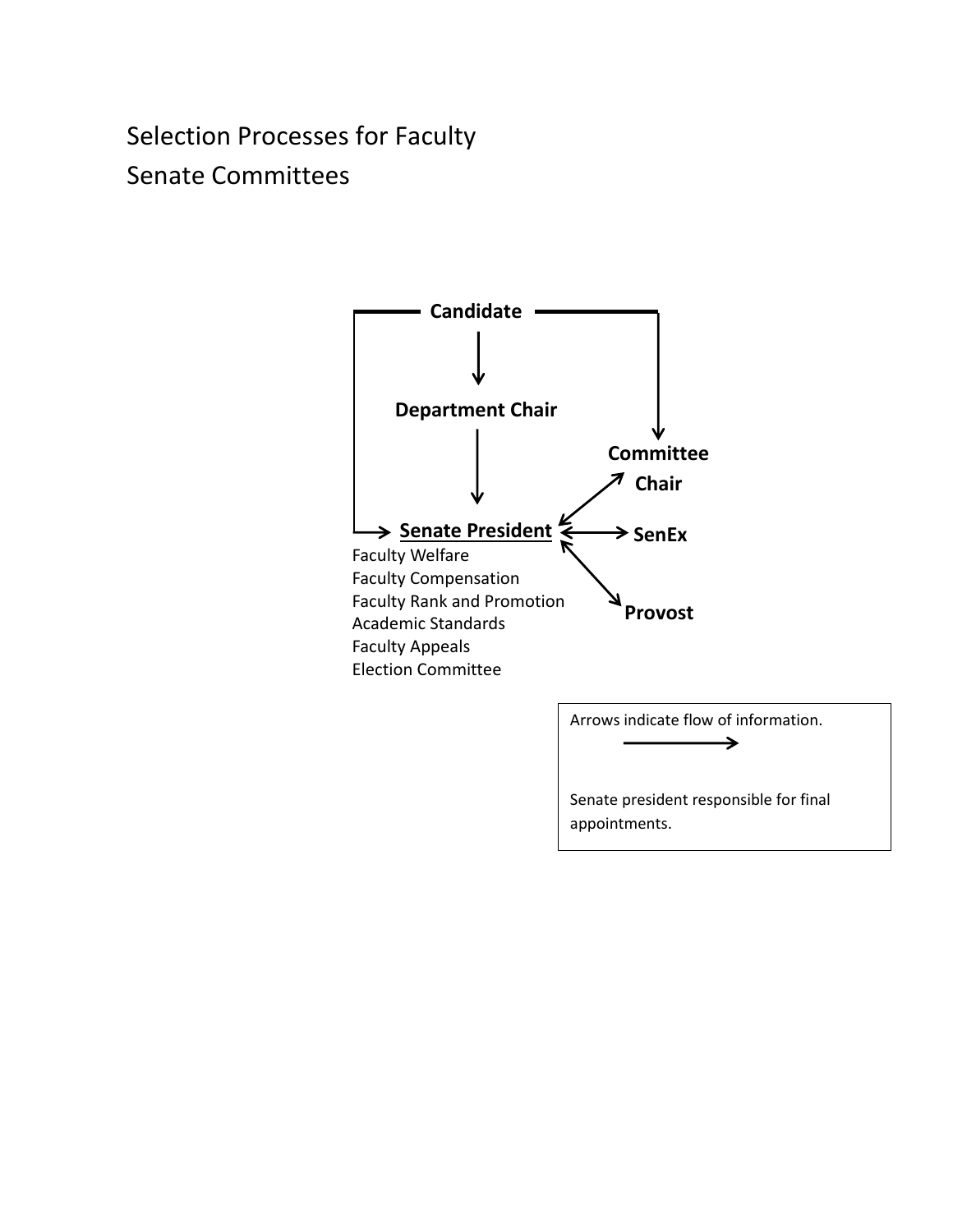# Selection Processes for Faculty Senate Committees

Candidate

Department Chair

Committee Chair

**Senate President**

SenEx

Provost

Faculty Welfare
Faculty Compensation
Faculty Rank and Promotion
Academic Standards
Faculty Appeals
Election Committee

Arrows indicate flow of information.

Senate president responsible for final appointments.